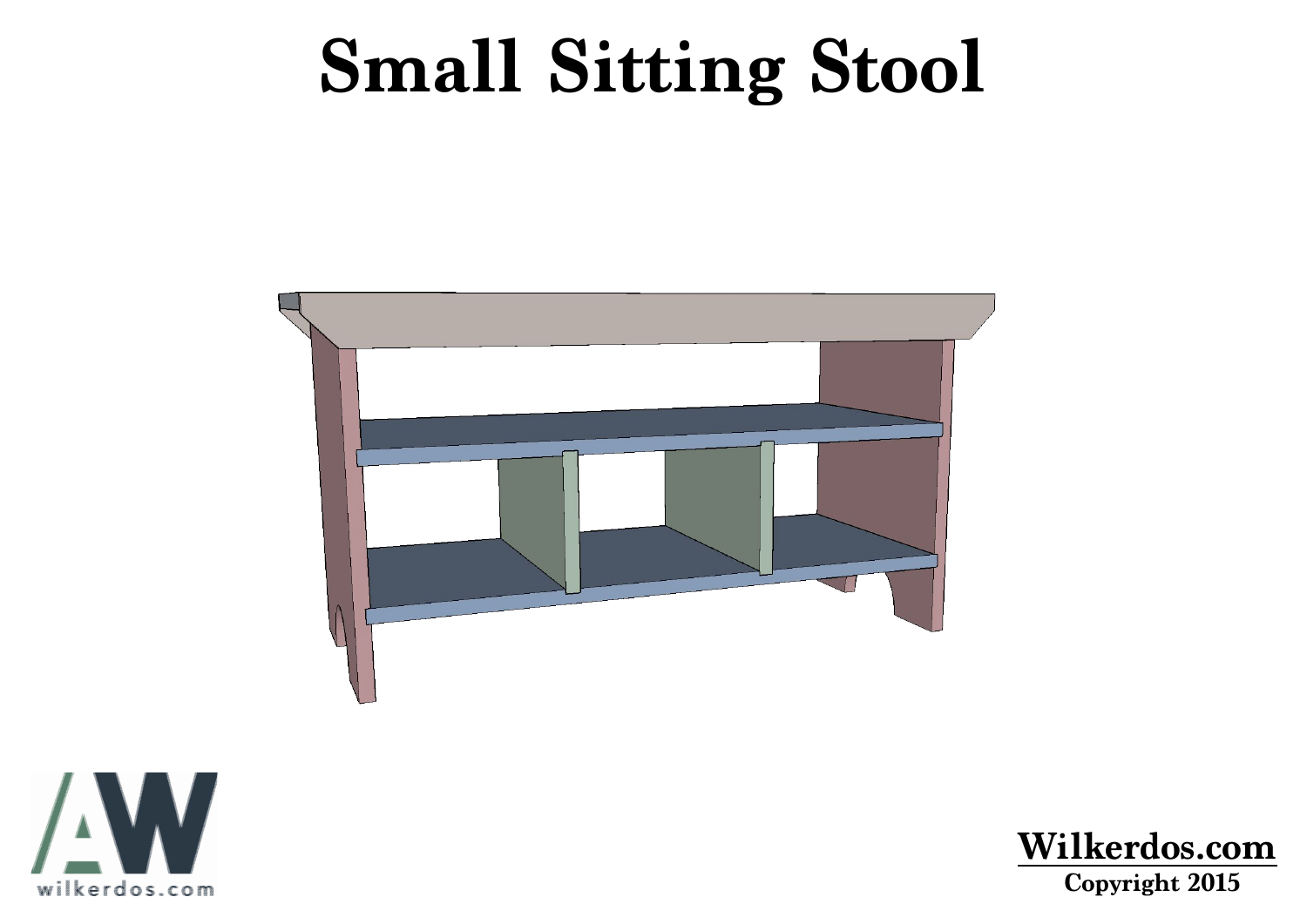# Small Sitting Stool

wilkerdos.com

**Wilkerdos.com**

**Copyright 2015**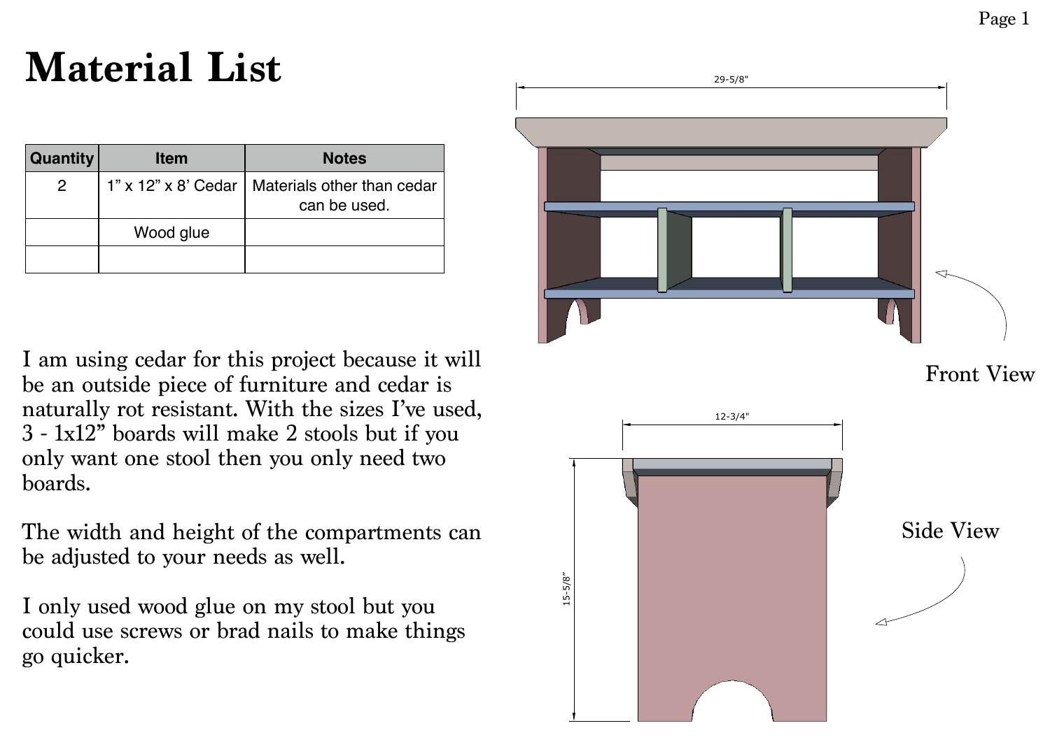# Material List

| Quantity | Item | Notes |
|---|---|---|
| 2 | 1" x 12" x 8' Cedar | Materials other than cedar can be used. |
| | Wood glue | |
| | | |

I am using cedar for this project because it will be an outside piece of furniture and cedar is naturally rot resistant. With the sizes I've used, 3 - 1x12" boards will make 2 stools but if you only want one stool then you only need two boards.

The width and height of the compartments can be adjusted to your needs as well.

I only used wood glue on my stool but you could use screws or brad nails to make things go quicker.

29-5/8"

Front View

12-3/4"

15-5/8"

Side View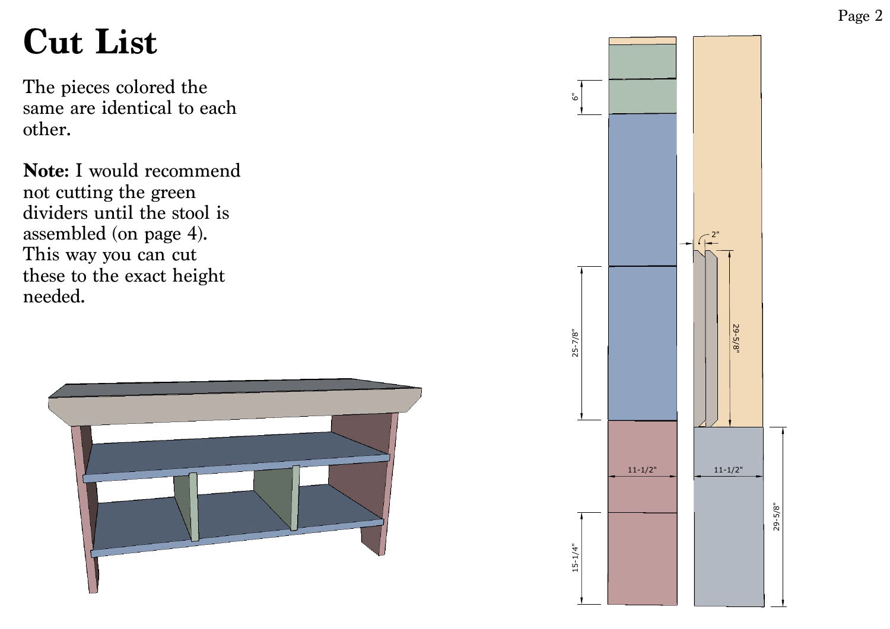# Cut List

The pieces colored the same are identical to each other.

**Note:** I would recommend not cutting the green dividers until the stool is assembled (on page 4). This way you can cut these to the exact height needed.

6"

25-7/8"

15-1/4"

11-1/2"

2"

29-5/8"

11-1/2"

29-5/8"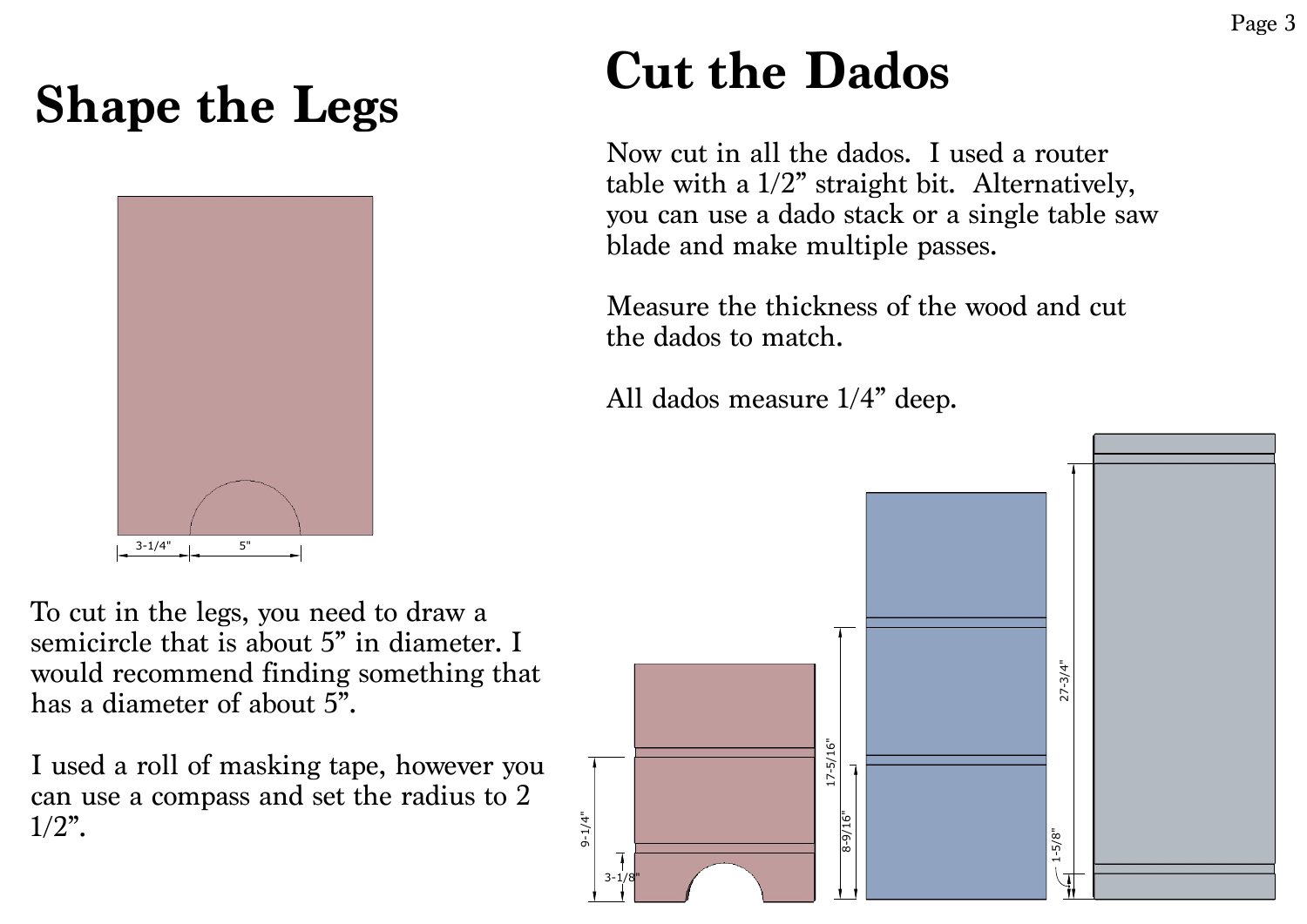# Shape the Legs

To cut in the legs, you need to draw a semicircle that is about 5” in diameter. I would recommend finding something that has a diameter of about 5”.

I used a roll of masking tape, however you can use a compass and set the radius to 2 1/2”.

# Cut the Dados

Now cut in all the dados. I used a router table with a 1/2” straight bit. Alternatively, you can use a dado stack or a single table saw blade and make multiple passes.

Measure the thickness of the wood and cut the dados to match.

All dados measure 1/4” deep.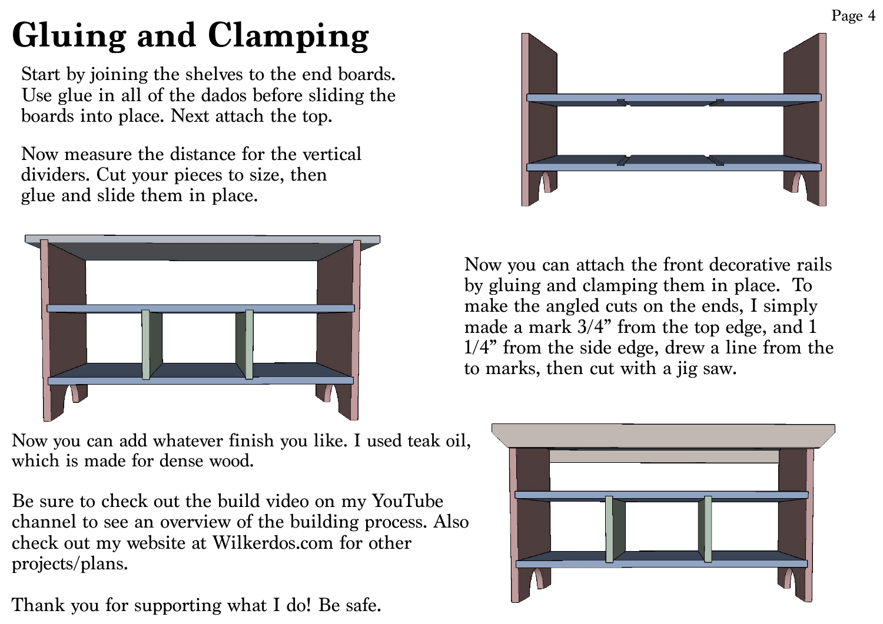# Gluing and Clamping

Start by joining the shelves to the end boards. Use glue in all of the dados before sliding the boards into place. Next attach the top.

Now measure the distance for the vertical dividers. Cut your pieces to size, then glue and slide them in place.

Now you can attach the front decorative rails by gluing and clamping them in place. To make the angled cuts on the ends, I simply made a mark 3/4" from the top edge, and 1 1/4" from the side edge, drew a line from the to marks, then cut with a jig saw.

Now you can add whatever finish you like. I used teak oil, which is made for dense wood.

Be sure to check out the build video on my YouTube channel to see an overview of the building process. Also check out my website at Wilkerdos.com for other projects/plans.

Thank you for supporting what I do! Be safe.